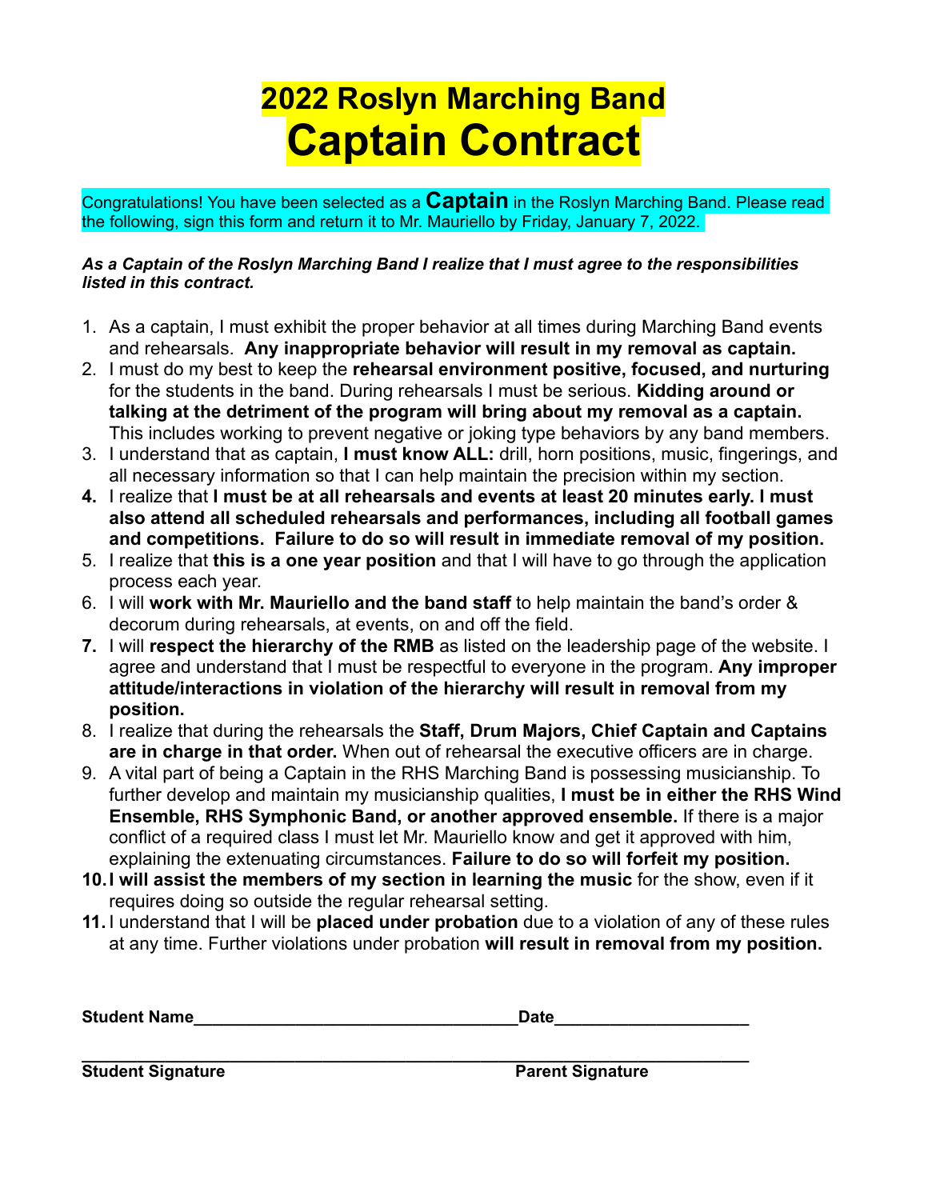# 2022 Roslyn Marching Band
# Captain Contract

Congratulations! You have been selected as a **Captain** in the Roslyn Marching Band. Please read the following, sign this form and return it to Mr. Mauriello by Friday, January 7, 2022.

***As a Captain of the Roslyn Marching Band I realize that I must agree to the responsibilities listed in this contract.***

1. As a captain, I must exhibit the proper behavior at all times during Marching Band events and rehearsals. **Any inappropriate behavior will result in my removal as captain.**
2. I must do my best to keep the **rehearsal environment positive, focused, and nurturing** for the students in the band. During rehearsals I must be serious. **Kidding around or talking at the detriment of the program will bring about my removal as a captain.** This includes working to prevent negative or joking type behaviors by any band members.
3. I understand that as captain, **I must know ALL:** drill, horn positions, music, fingerings, and all necessary information so that I can help maintain the precision within my section.
4. I realize that **I must be at all rehearsals and events at least 20 minutes early. I must also attend all scheduled rehearsals and performances, including all football games and competitions. Failure to do so will result in immediate removal of my position.**
5. I realize that **this is a one year position** and that I will have to go through the application process each year.
6. I will **work with Mr. Mauriello and the band staff** to help maintain the band's order & decorum during rehearsals, at events, on and off the field.
7. I will **respect the hierarchy of the RMB** as listed on the leadership page of the website. I agree and understand that I must be respectful to everyone in the program. **Any improper attitude/interactions in violation of the hierarchy will result in removal from my position.**
8. I realize that during the rehearsals the **Staff, Drum Majors, Chief Captain and Captains are in charge in that order.** When out of rehearsal the executive officers are in charge.
9. A vital part of being a Captain in the RHS Marching Band is possessing musicianship. To further develop and maintain my musicianship qualities, **I must be in either the RHS Wind Ensemble, RHS Symphonic Band, or another approved ensemble.** If there is a major conflict of a required class I must let Mr. Mauriello know and get it approved with him, explaining the extenuating circumstances. **Failure to do so will forfeit my position.**
10. **I will assist the members of my section in learning the music** for the show, even if it requires doing so outside the regular rehearsal setting.
11. I understand that I will be **placed under probation** due to a violation of any of these rules at any time. Further violations under probation **will result in removal from my position.**

**Student Name**__________________________________**Date**____________________

______________________________________________________________________

**Student Signature** **Parent Signature**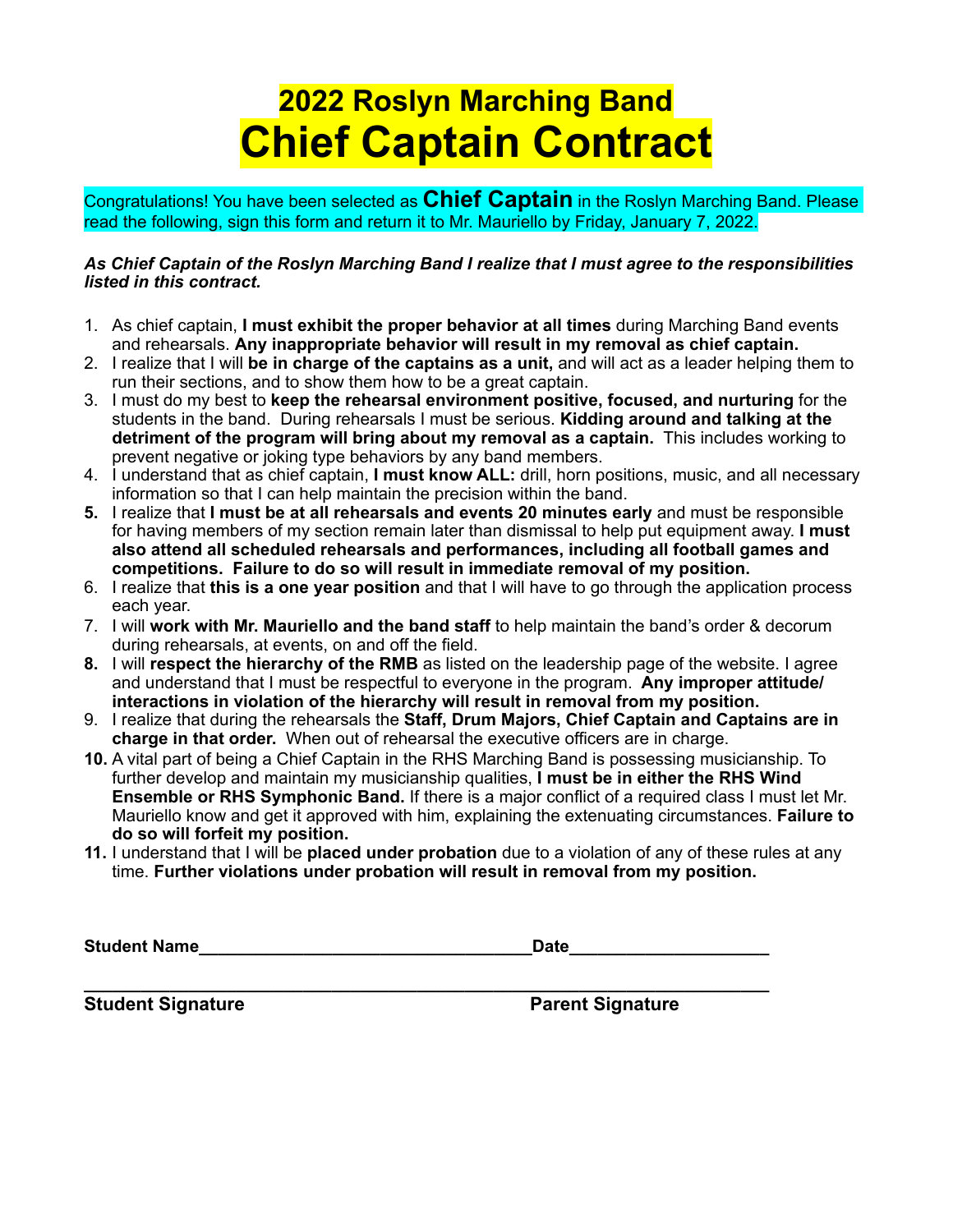# 2022 Roslyn Marching Band
# Chief Captain Contract

Congratulations! You have been selected as **Chief Captain** in the Roslyn Marching Band. Please read the following, sign this form and return it to Mr. Mauriello by Friday, January 7, 2022.

***As Chief Captain of the Roslyn Marching Band I realize that I must agree to the responsibilities listed in this contract.***

1. As chief captain, **I must exhibit the proper behavior at all times** during Marching Band events and rehearsals. **Any inappropriate behavior will result in my removal as chief captain.**
2. I realize that I will **be in charge of the captains as a unit,** and will act as a leader helping them to run their sections, and to show them how to be a great captain.
3. I must do my best to **keep the rehearsal environment positive, focused, and nurturing** for the students in the band. During rehearsals I must be serious. **Kidding around and talking at the detriment of the program will bring about my removal as a captain.** This includes working to prevent negative or joking type behaviors by any band members.
4. I understand that as chief captain, **I must know ALL:** drill, horn positions, music, and all necessary information so that I can help maintain the precision within the band.
5. I realize that **I must be at all rehearsals and events 20 minutes early** and must be responsible for having members of my section remain later than dismissal to help put equipment away. **I must also attend all scheduled rehearsals and performances, including all football games and competitions. Failure to do so will result in immediate removal of my position.**
6. I realize that **this is a one year position** and that I will have to go through the application process each year.
7. I will **work with Mr. Mauriello and the band staff** to help maintain the band's order & decorum during rehearsals, at events, on and off the field.
8. I will **respect the hierarchy of the RMB** as listed on the leadership page of the website. I agree and understand that I must be respectful to everyone in the program. **Any improper attitude/ interactions in violation of the hierarchy will result in removal from my position.**
9. I realize that during the rehearsals the **Staff, Drum Majors, Chief Captain and Captains are in charge in that order.** When out of rehearsal the executive officers are in charge.
10. A vital part of being a Chief Captain in the RHS Marching Band is possessing musicianship. To further develop and maintain my musicianship qualities, **I must be in either the RHS Wind Ensemble or RHS Symphonic Band.** If there is a major conflict of a required class I must let Mr. Mauriello know and get it approved with him, explaining the extenuating circumstances. **Failure to do so will forfeit my position.**
11. I understand that I will be **placed under probation** due to a violation of any of these rules at any time. **Further violations under probation will result in removal from my position.**

**Student Name**__________________________________ **Date**____________________

_____________________________________________________________________

**Student Signature** **Parent Signature**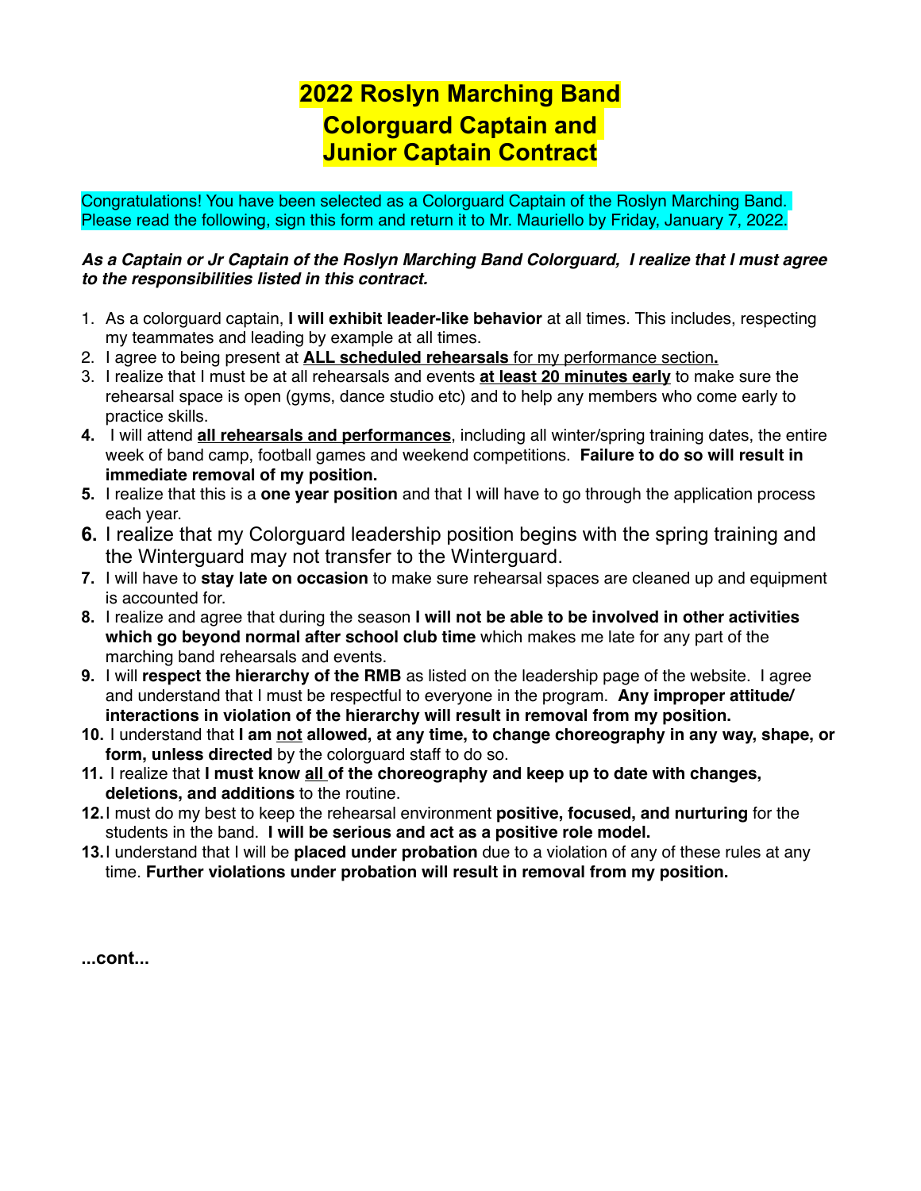# 2022 Roslyn Marching Band
# Colorguard Captain and Junior Captain Contract

Congratulations! You have been selected as a Colorguard Captain of the Roslyn Marching Band. Please read the following, sign this form and return it to Mr. Mauriello by Friday, January 7, 2022.

***As a Captain or Jr Captain of the Roslyn Marching Band Colorguard, I realize that I must agree to the responsibilities listed in this contract.***

1. As a colorguard captain, **I will exhibit leader-like behavior** at all times. This includes, respecting my teammates and leading by example at all times.
2. I agree to being present at <u>**ALL scheduled rehearsals** for my performance section</u>**.**
3. I realize that I must be at all rehearsals and events <u>**at least 20 minutes early**</u> to make sure the rehearsal space is open (gyms, dance studio etc) and to help any members who come early to practice skills.
4. I will attend <u>**all rehearsals and performances**</u>, including all winter/spring training dates, the entire week of band camp, football games and weekend competitions. **Failure to do so will result in immediate removal of my position.**
5. I realize that this is a **one year position** and that I will have to go through the application process each year.
6. I realize that my Colorguard leadership position begins with the spring training and the Winterguard may not transfer to the Winterguard.
7. I will have to **stay late on occasion** to make sure rehearsal spaces are cleaned up and equipment is accounted for.
8. I realize and agree that during the season **I will not be able to be involved in other activities which go beyond normal after school club time** which makes me late for any part of the marching band rehearsals and events.
9. I will **respect the hierarchy of the RMB** as listed on the leadership page of the website. I agree and understand that I must be respectful to everyone in the program. **Any improper attitude/ interactions in violation of the hierarchy will result in removal from my position.**
10. I understand that **I am <u>not</u> allowed, at any time, to change choreography in any way, shape, or form, unless directed** by the colorguard staff to do so.
11. I realize that **I must know <u>all</u> of the choreography and keep up to date with changes, deletions, and additions** to the routine.
12. I must do my best to keep the rehearsal environment **positive, focused, and nurturing** for the students in the band. **I will be serious and act as a positive role model.**
13. I understand that I will be **placed under probation** due to a violation of any of these rules at any time. **Further violations under probation will result in removal from my position.**

**...cont...**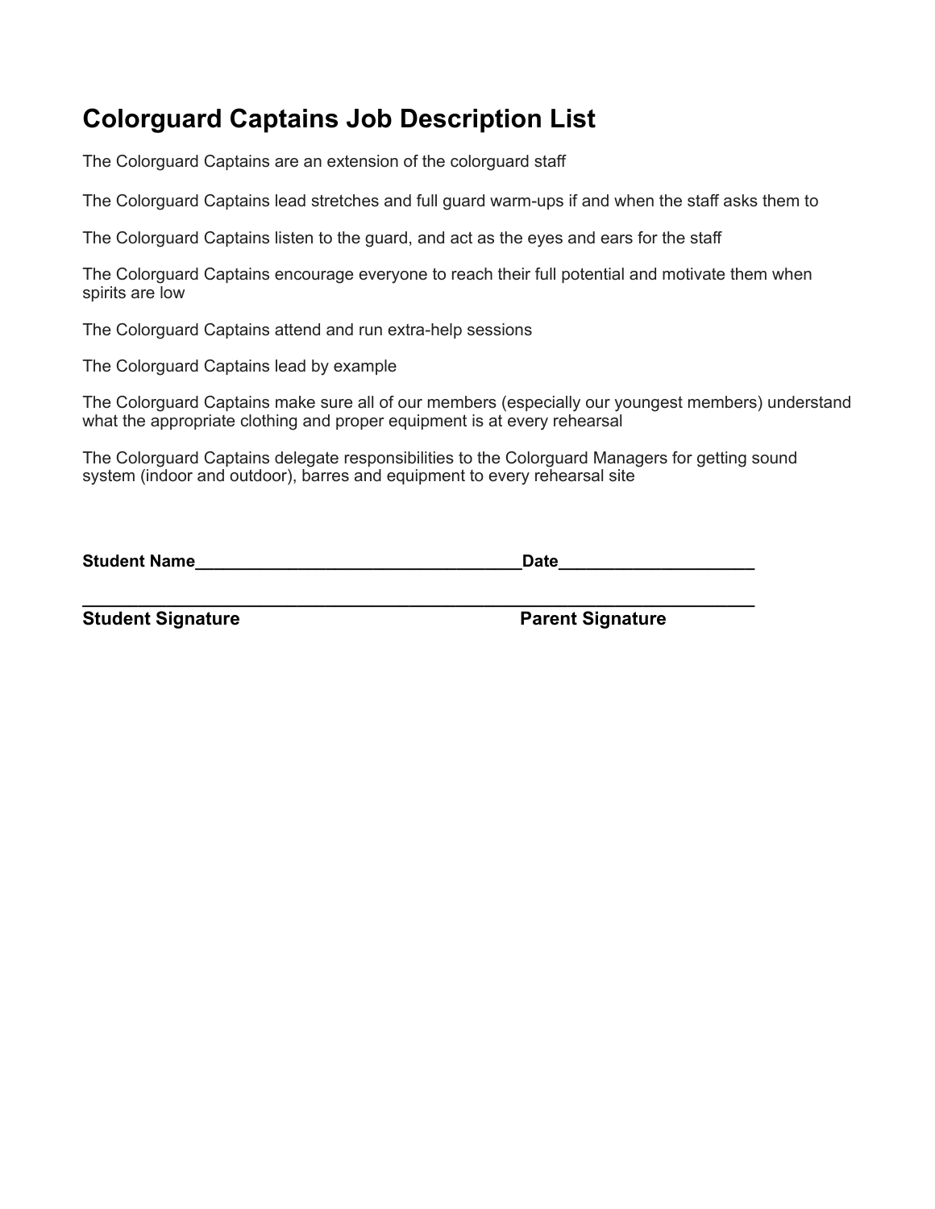# Colorguard Captains Job Description List

The Colorguard Captains are an extension of the colorguard staff

The Colorguard Captains lead stretches and full guard warm-ups if and when the staff asks them to

The Colorguard Captains listen to the guard, and act as the eyes and ears for the staff

The Colorguard Captains encourage everyone to reach their full potential and motivate them when spirits are low

The Colorguard Captains attend and run extra-help sessions

The Colorguard Captains lead by example

The Colorguard Captains make sure all of our members (especially our youngest members) understand what the appropriate clothing and proper equipment is at every rehearsal

The Colorguard Captains delegate responsibilities to the Colorguard Managers for getting sound system (indoor and outdoor), barres and equipment to every rehearsal site

**Student Name**___________________________________**Date**_____________________

___________________________________________________________________________

**Student Signature** **Parent Signature**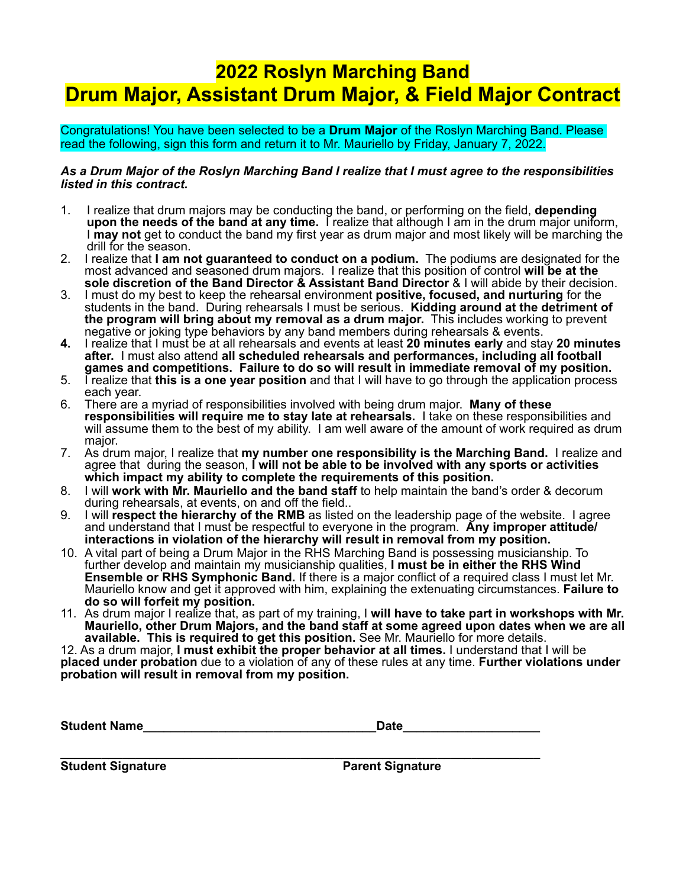# 2022 Roslyn Marching Band
# Drum Major, Assistant Drum Major, & Field Major Contract

Congratulations! You have been selected to be a **Drum Major** of the Roslyn Marching Band. Please read the following, sign this form and return it to Mr. Mauriello by Friday, January 7, 2022.

***As a Drum Major of the Roslyn Marching Band I realize that I must agree to the responsibilities listed in this contract.***

1. I realize that drum majors may be conducting the band, or performing on the field, **depending upon the needs of the band at any time.** I realize that although I am in the drum major uniform, I **may not** get to conduct the band my first year as drum major and most likely will be marching the drill for the season.
2. I realize that **I am not guaranteed to conduct on a podium.** The podiums are designated for the most advanced and seasoned drum majors. I realize that this position of control **will be at the sole discretion of the Band Director & Assistant Band Director** & I will abide by their decision.
3. I must do my best to keep the rehearsal environment **positive, focused, and nurturing** for the students in the band. During rehearsals I must be serious. **Kidding around at the detriment of the program will bring about my removal as a drum major.** This includes working to prevent negative or joking type behaviors by any band members during rehearsals & events.
4. I realize that I must be at all rehearsals and events at least **20 minutes early** and stay **20 minutes after.** I must also attend **all scheduled rehearsals and performances, including all football games and competitions. Failure to do so will result in immediate removal of my position.**
5. I realize that **this is a one year position** and that I will have to go through the application process each year.
6. There are a myriad of responsibilities involved with being drum major. **Many of these responsibilities will require me to stay late at rehearsals.** I take on these responsibilities and will assume them to the best of my ability. I am well aware of the amount of work required as drum major.
7. As drum major, I realize that **my number one responsibility is the Marching Band.** I realize and agree that during the season, **I will not be able to be involved with any sports or activities which impact my ability to complete the requirements of this position.**
8. I will **work with Mr. Mauriello and the band staff** to help maintain the band's order & decorum during rehearsals, at events, on and off the field..
9. I will **respect the hierarchy of the RMB** as listed on the leadership page of the website. I agree and understand that I must be respectful to everyone in the program. **Any improper attitude/ interactions in violation of the hierarchy will result in removal from my position.**
10. A vital part of being a Drum Major in the RHS Marching Band is possessing musicianship. To further develop and maintain my musicianship qualities, **I must be in either the RHS Wind Ensemble or RHS Symphonic Band.** If there is a major conflict of a required class I must let Mr. Mauriello know and get it approved with him, explaining the extenuating circumstances. **Failure to do so will forfeit my position.**
11. As drum major I realize that, as part of my training, I **will have to take part in workshops with Mr. Mauriello, other Drum Majors, and the band staff at some agreed upon dates when we are all available. This is required to get this position.** See Mr. Mauriello for more details.
12. As a drum major, **I must exhibit the proper behavior at all times.** I understand that I will be **placed under probation** due to a violation of any of these rules at any time. **Further violations under probation will result in removal from my position.**

**Student Name**__________________________________**Date**___________________

______________________________________________________________________

**Student Signature** **Parent Signature**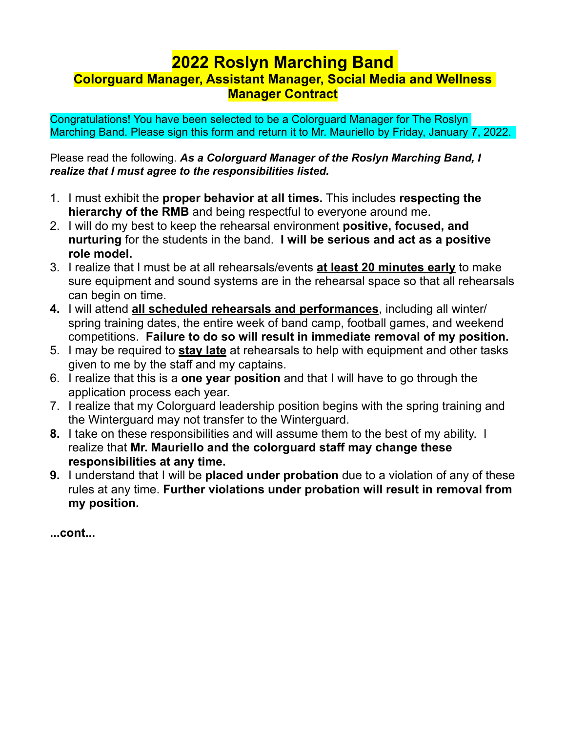# 2022 Roslyn Marching Band

## Colorguard Manager, Assistant Manager, Social Media and Wellness Manager Contract

Congratulations! You have been selected to be a Colorguard Manager for The Roslyn Marching Band. Please sign this form and return it to Mr. Mauriello by Friday, January 7, 2022.

Please read the following. ***As a Colorguard Manager of the Roslyn Marching Band, I realize that I must agree to the responsibilities listed.***

1. I must exhibit the **proper behavior at all times.** This includes **respecting the hierarchy of the RMB** and being respectful to everyone around me.
2. I will do my best to keep the rehearsal environment **positive, focused, and nurturing** for the students in the band. **I will be serious and act as a positive role model.**
3. I realize that I must be at all rehearsals/events **at least 20 minutes early** to make sure equipment and sound systems are in the rehearsal space so that all rehearsals can begin on time.
4. I will attend **all scheduled rehearsals and performances**, including all winter/ spring training dates, the entire week of band camp, football games, and weekend competitions. **Failure to do so will result in immediate removal of my position.**
5. I may be required to **stay late** at rehearsals to help with equipment and other tasks given to me by the staff and my captains.
6. I realize that this is a **one year position** and that I will have to go through the application process each year.
7. I realize that my Colorguard leadership position begins with the spring training and the Winterguard may not transfer to the Winterguard.
8. I take on these responsibilities and will assume them to the best of my ability. I realize that **Mr. Mauriello and the colorguard staff may change these responsibilities at any time.**
9. I understand that I will be **placed under probation** due to a violation of any of these rules at any time. **Further violations under probation will result in removal from my position.**

**...cont...**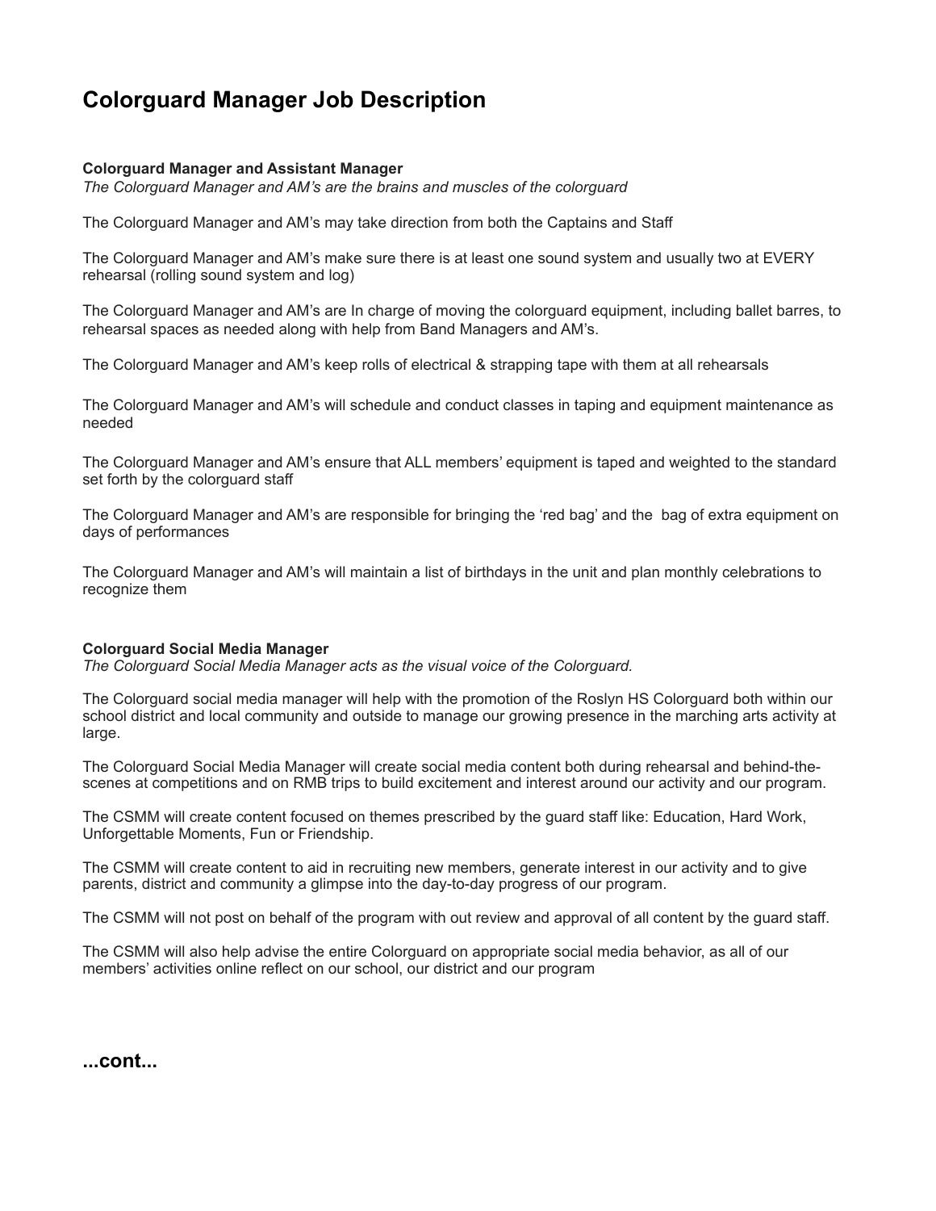# Colorguard Manager Job Description

**Colorguard Manager and Assistant Manager**
*The Colorguard Manager and AM's are the brains and muscles of the colorguard*

The Colorguard Manager and AM's may take direction from both the Captains and Staff

The Colorguard Manager and AM's make sure there is at least one sound system and usually two at EVERY rehearsal (rolling sound system and log)

The Colorguard Manager and AM's are In charge of moving the colorguard equipment, including ballet barres, to rehearsal spaces as needed along with help from Band Managers and AM's.

The Colorguard Manager and AM's keep rolls of electrical & strapping tape with them at all rehearsals

The Colorguard Manager and AM's will schedule and conduct classes in taping and equipment maintenance as needed

The Colorguard Manager and AM's ensure that ALL members' equipment is taped and weighted to the standard set forth by the colorguard staff

The Colorguard Manager and AM's are responsible for bringing the 'red bag' and the bag of extra equipment on days of performances

The Colorguard Manager and AM's will maintain a list of birthdays in the unit and plan monthly celebrations to recognize them

**Colorguard Social Media Manager**
*The Colorguard Social Media Manager acts as the visual voice of the Colorguard.*

The Colorguard social media manager will help with the promotion of the Roslyn HS Colorguard both within our school district and local community and outside to manage our growing presence in the marching arts activity at large.

The Colorguard Social Media Manager will create social media content both during rehearsal and behind-the-scenes at competitions and on RMB trips to build excitement and interest around our activity and our program.

The CSMM will create content focused on themes prescribed by the guard staff like: Education, Hard Work, Unforgettable Moments, Fun or Friendship.

The CSMM will create content to aid in recruiting new members, generate interest in our activity and to give parents, district and community a glimpse into the day-to-day progress of our program.

The CSMM will not post on behalf of the program with out review and approval of all content by the guard staff.

The CSMM will also help advise the entire Colorguard on appropriate social media behavior, as all of our members' activities online reflect on our school, our district and our program

**...cont...**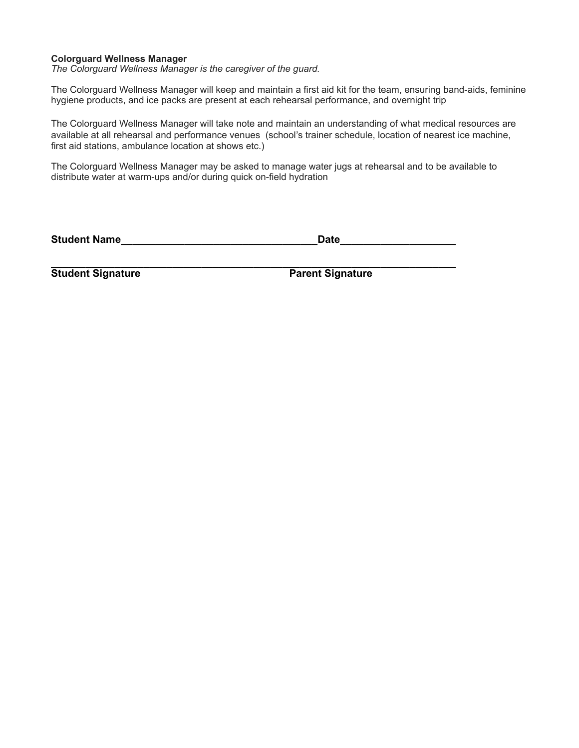**Colorguard Wellness Manager**
*The Colorguard Wellness Manager is the caregiver of the guard.*

The Colorguard Wellness Manager will keep and maintain a first aid kit for the team, ensuring band-aids, feminine hygiene products, and ice packs are present at each rehearsal performance, and overnight trip

The Colorguard Wellness Manager will take note and maintain an understanding of what medical resources are available at all rehearsal and performance venues (school's trainer schedule, location of nearest ice machine, first aid stations, ambulance location at shows etc.)

The Colorguard Wellness Manager may be asked to manage water jugs at rehearsal and to be available to distribute water at warm-ups and/or during quick on-field hydration

**Student Name**__________________________________**Date**___________________

_________________________________________________________________________

**Student Signature** **Parent Signature**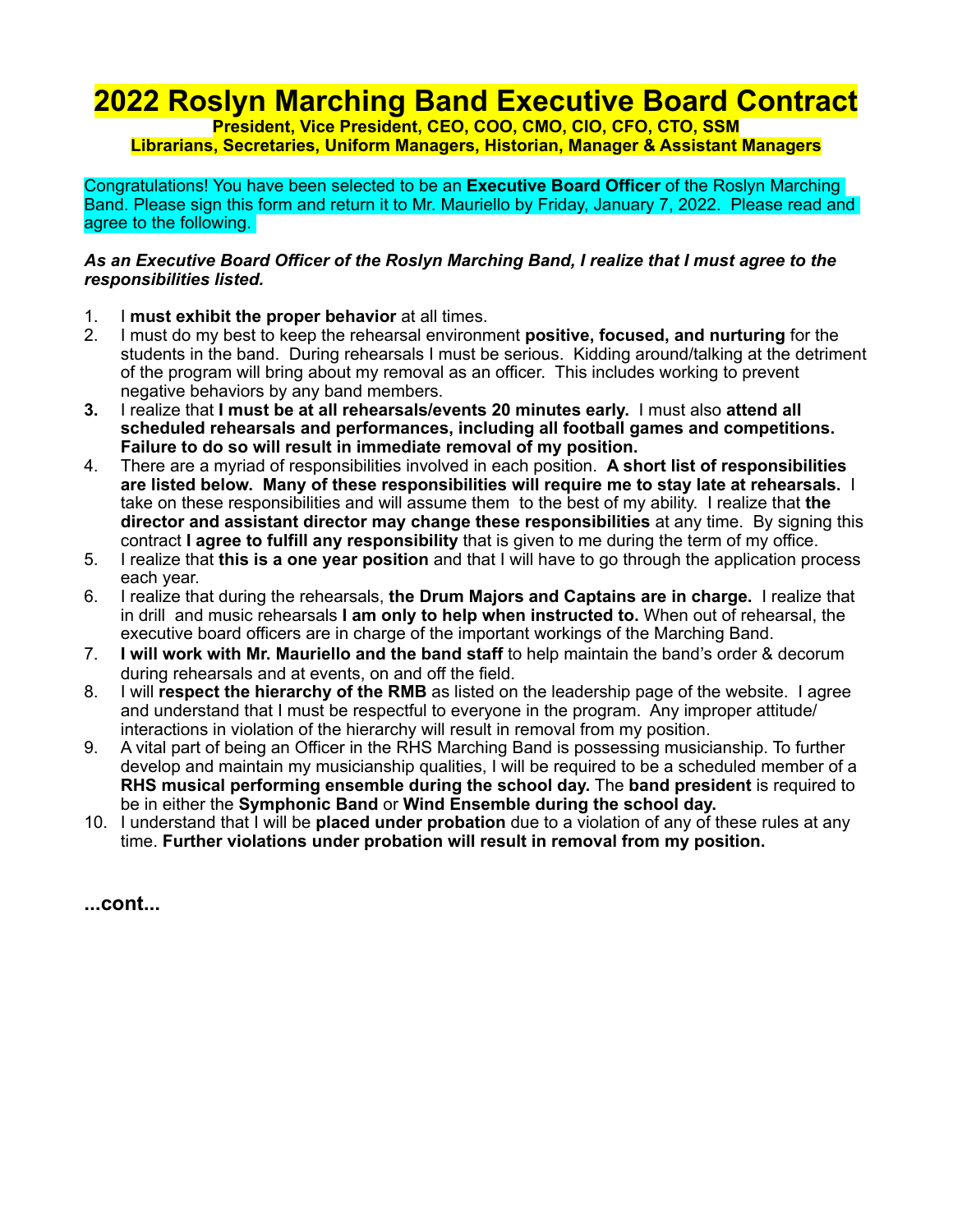# 2022 Roslyn Marching Band Executive Board Contract

**President, Vice President, CEO, COO, CMO, CIO, CFO, CTO, SSM**
**Librarians, Secretaries, Uniform Managers, Historian, Manager & Assistant Managers**

Congratulations! You have been selected to be an **Executive Board Officer** of the Roslyn Marching Band. Please sign this form and return it to Mr. Mauriello by Friday, January 7, 2022. Please read and agree to the following.

***As an Executive Board Officer of the Roslyn Marching Band, I realize that I must agree to the responsibilities listed.***

1. I **must exhibit the proper behavior** at all times.
2. I must do my best to keep the rehearsal environment **positive, focused, and nurturing** for the students in the band. During rehearsals I must be serious. Kidding around/talking at the detriment of the program will bring about my removal as an officer. This includes working to prevent negative behaviors by any band members.
3. I realize that **I must be at all rehearsals/events 20 minutes early.** I must also **attend all scheduled rehearsals and performances, including all football games and competitions. Failure to do so will result in immediate removal of my position.**
4. There are a myriad of responsibilities involved in each position. **A short list of responsibilities are listed below. Many of these responsibilities will require me to stay late at rehearsals.** I take on these responsibilities and will assume them to the best of my ability. I realize that **the director and assistant director may change these responsibilities** at any time. By signing this contract **I agree to fulfill any responsibility** that is given to me during the term of my office.
5. I realize that **this is a one year position** and that I will have to go through the application process each year.
6. I realize that during the rehearsals, **the Drum Majors and Captains are in charge.** I realize that in drill and music rehearsals **I am only to help when instructed to.** When out of rehearsal, the executive board officers are in charge of the important workings of the Marching Band.
7. **I will work with Mr. Mauriello and the band staff** to help maintain the band's order & decorum during rehearsals and at events, on and off the field.
8. I will **respect the hierarchy of the RMB** as listed on the leadership page of the website. I agree and understand that I must be respectful to everyone in the program. Any improper attitude/ interactions in violation of the hierarchy will result in removal from my position.
9. A vital part of being an Officer in the RHS Marching Band is possessing musicianship. To further develop and maintain my musicianship qualities, I will be required to be a scheduled member of a **RHS musical performing ensemble during the school day.** The **band president** is required to be in either the **Symphonic Band** or **Wind Ensemble during the school day.**
10. I understand that I will be **placed under probation** due to a violation of any of these rules at any time. **Further violations under probation will result in removal from my position.**

**...cont...**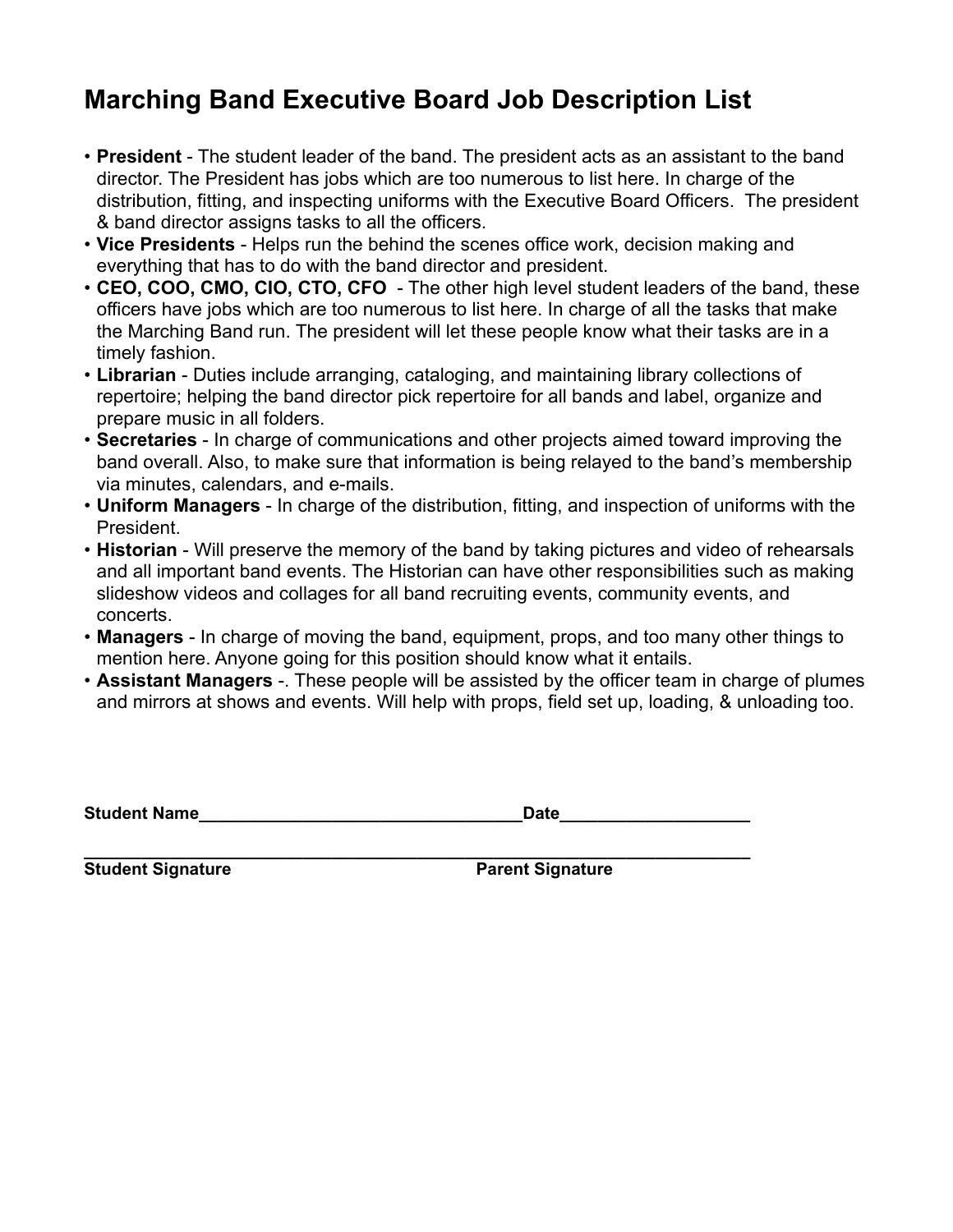# Marching Band Executive Board Job Description List

- **President** - The student leader of the band. The president acts as an assistant to the band director. The President has jobs which are too numerous to list here. In charge of the distribution, fitting, and inspecting uniforms with the Executive Board Officers.  The president & band director assigns tasks to all the officers.
- **Vice Presidents** - Helps run the behind the scenes office work, decision making and everything that has to do with the band director and president.
- **CEO, COO, CMO, CIO, CTO, CFO**  - The other high level student leaders of the band, these officers have jobs which are too numerous to list here. In charge of all the tasks that make the Marching Band run. The president will let these people know what their tasks are in a timely fashion.
- **Librarian** - Duties include arranging, cataloging, and maintaining library collections of repertoire; helping the band director pick repertoire for all bands and label, organize and prepare music in all folders.
- **Secretaries** - In charge of communications and other projects aimed toward improving the band overall. Also, to make sure that information is being relayed to the band's membership via minutes, calendars, and e-mails.
- **Uniform Managers** - In charge of the distribution, fitting, and inspection of uniforms with the President.
- **Historian** - Will preserve the memory of the band by taking pictures and video of rehearsals and all important band events. The Historian can have other responsibilities such as making slideshow videos and collages for all band recruiting events, community events, and concerts.
- **Managers** - In charge of moving the band, equipment, props, and too many other things to mention here. Anyone going for this position should know what it entails.
- **Assistant Managers** -. These people will be assisted by the officer team in charge of plumes and mirrors at shows and events. Will help with props, field set up, loading, & unloading too.

**Student Name**__________________________________**Date**___________________

_______________________________________________________________________

**Student Signature** **Parent Signature**